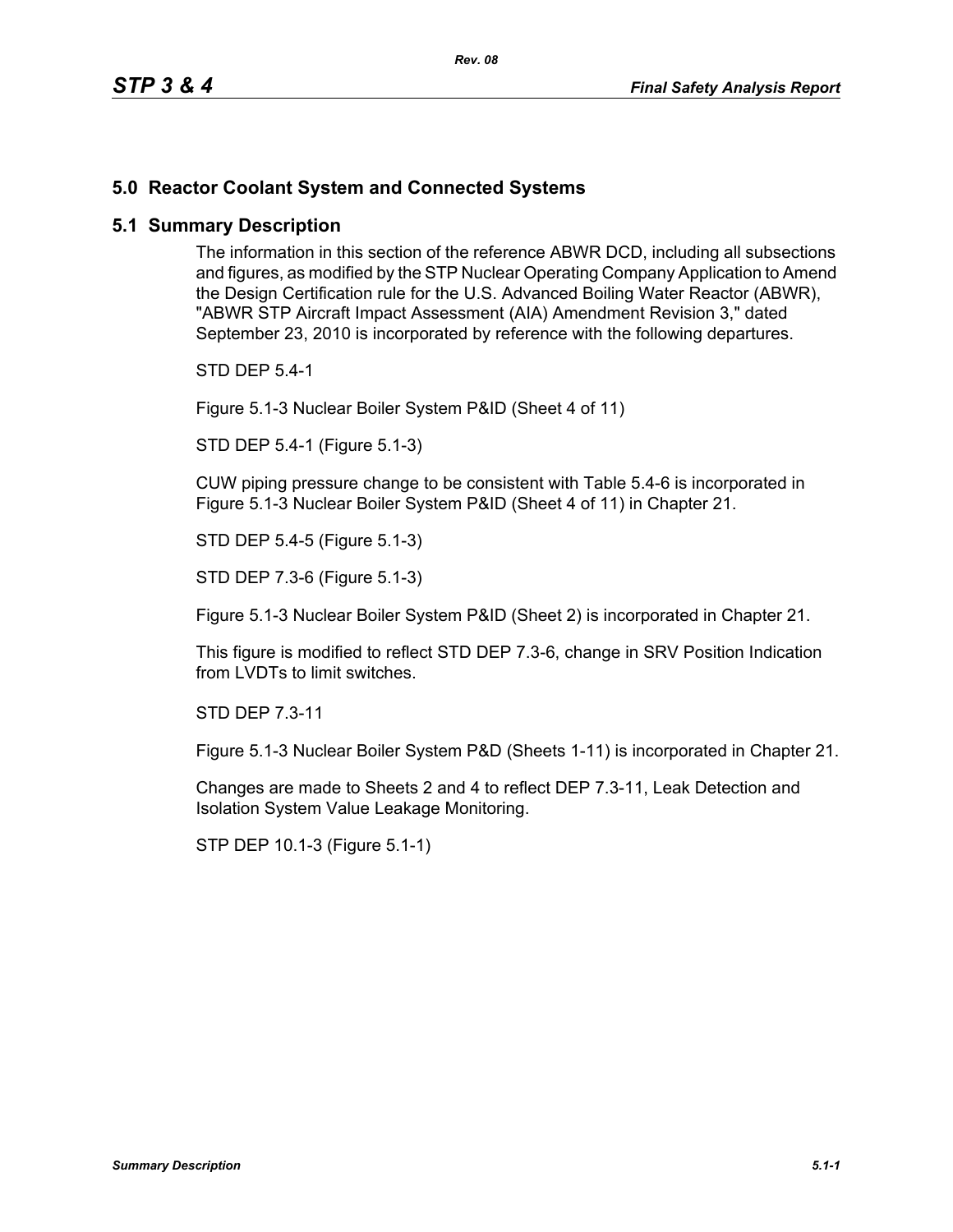# 5.0 Reactor Coolant System and Connected Systems

## 5.1 Summary Description

The information in this section of the reference ABWR DCD, including all subsections and figures, as modified by the STP Nuclear Operating Company Application to Amend the Design Certification rule for the U.S. Advanced Boiling Water Reactor (ABWR), "ABWR STP Aircraft Impact Assessment (AIA) Amendment Revision 3," dated September 23, 2010 is incorporated by reference with the following departures.

STD DEP 5.4-1

Figure 5.1-3 Nuclear Boiler System P&ID (Sheet 4 of 11)

STD DEP 5.4-1 (Figure 5.1-3)

CUW piping pressure change to be consistent with Table 5.4-6 is incorporated in Figure 5.1-3 Nuclear Boiler System P&ID (Sheet 4 of 11) in Chapter 21.

STD DEP 5.4-5 (Figure 5.1-3)

STD DEP 7.3-6 (Figure 5.1-3)

Figure 5.1-3 Nuclear Boiler System P&ID (Sheet 2) is incorporated in Chapter 21.

This figure is modified to reflect STD DEP 7.3-6, change in SRV Position Indication from LVDTs to limit switches.

STD DEP 7.3-11

Figure 5.1-3 Nuclear Boiler System P&D (Sheets 1-11) is incorporated in Chapter 21.

Changes are made to Sheets 2 and 4 to reflect DEP 7.3-11, Leak Detection and Isolation System Value Leakage Monitoring.

STP DEP 10.1-3 (Figure 5.1-1)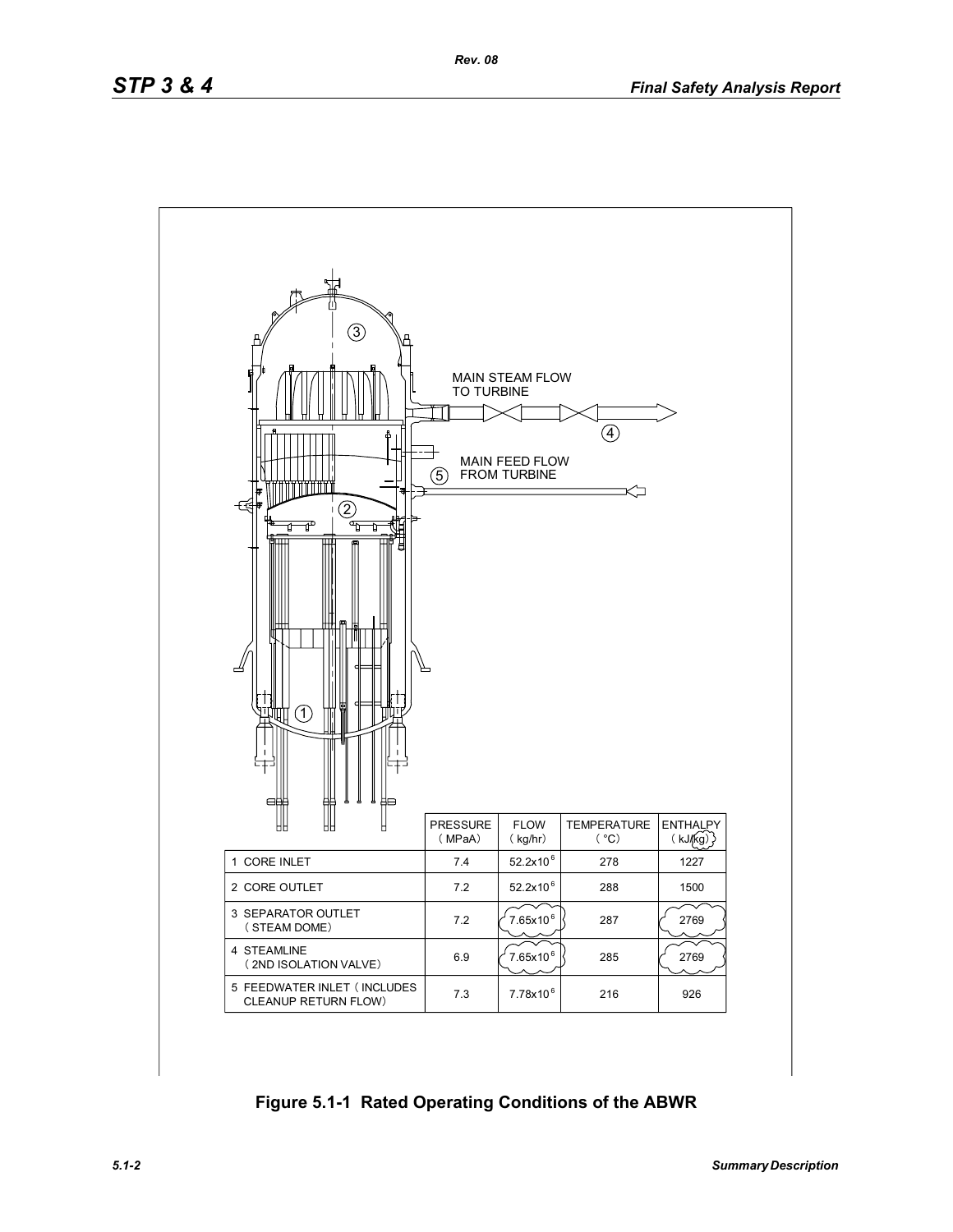MAIN STEAM FLOW TO TURBINE

MAIN FEED FLOW FROM TURBINE

| | PRESSURE (MPaA) | FLOW (kg/hr) | TEMPERATURE (°C) | ENTHALPY (kJ/kg) |
|---|---|---|---|---|
| 1 CORE INLET | 7.4 | $52.2 \times 10^6$ | 278 | 1227 |
| 2 CORE OUTLET | 7.2 | $52.2 \times 10^6$ | 288 | 1500 |
| 3 SEPARATOR OUTLET (STEAM DOME) | 7.2 | $7.65 \times 10^6$ | 287 | 2769 |
| 4 STEAMLINE (2ND ISOLATION VALVE) | 6.9 | $7.65 \times 10^6$ | 285 | 2769 |
| 5 FEEDWATER INLET (INCLUDES CLEANUP RETURN FLOW) | 7.3 | $7.78 \times 10^6$ | 216 | 926 |

**Figure 5.1-1 Rated Operating Conditions of the ABWR**